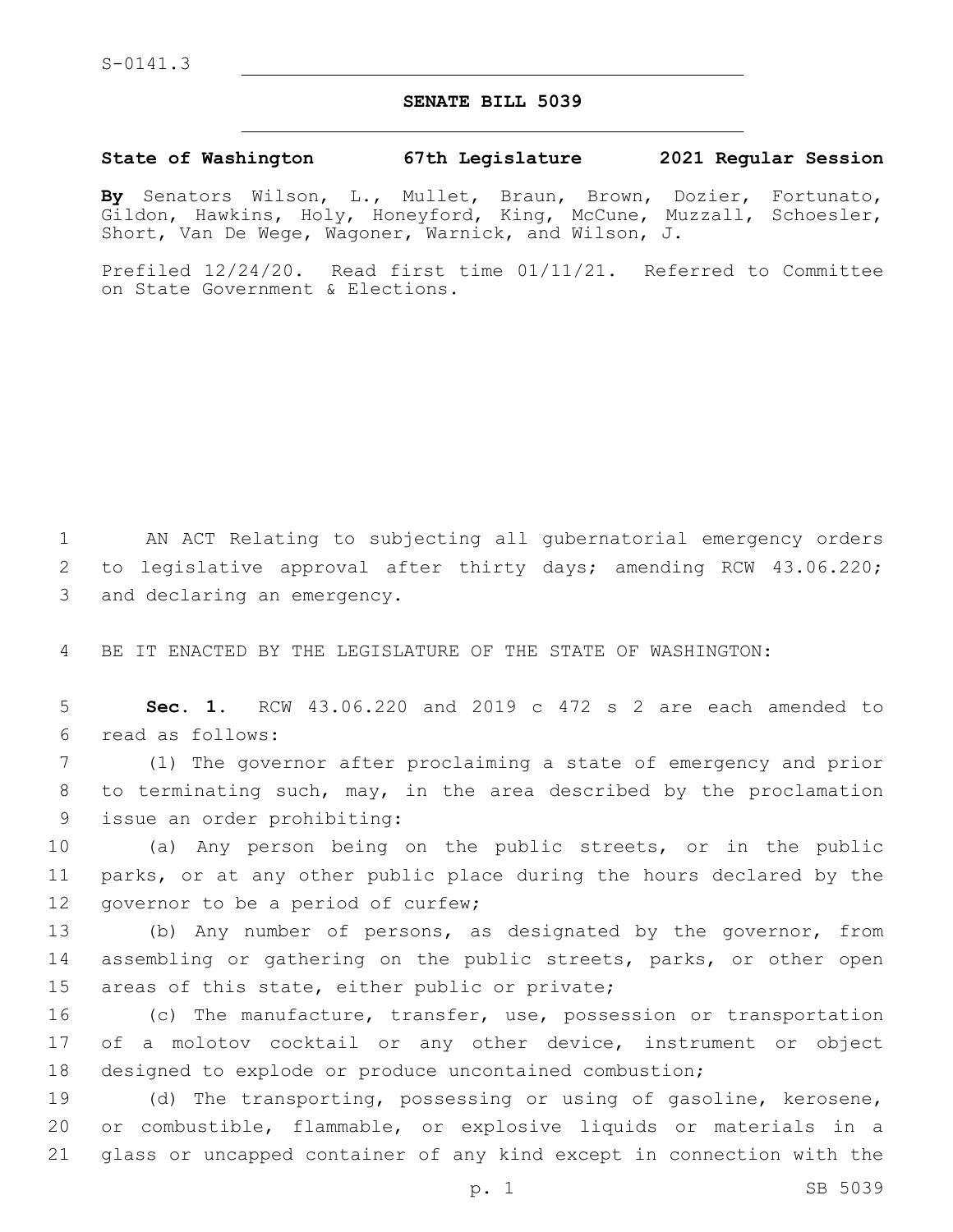S-0141.3

# SENATE BILL 5039

**State of Washington 67th Legislature 2021 Regular Session**

**By** Senators Wilson, L., Mullet, Braun, Brown, Dozier, Fortunato, Gildon, Hawkins, Holy, Honeyford, King, McCune, Muzzall, Schoesler, Short, Van De Wege, Wagoner, Warnick, and Wilson, J.

Prefiled 12/24/20. Read first time 01/11/21. Referred to Committee on State Government & Elections.

AN ACT Relating to subjecting all gubernatorial emergency orders to legislative approval after thirty days; amending RCW 43.06.220; and declaring an emergency.

BE IT ENACTED BY THE LEGISLATURE OF THE STATE OF WASHINGTON:

**Sec. 1.** RCW 43.06.220 and 2019 c 472 s 2 are each amended to read as follows:

(1) The governor after proclaiming a state of emergency and prior to terminating such, may, in the area described by the proclamation issue an order prohibiting:

(a) Any person being on the public streets, or in the public parks, or at any other public place during the hours declared by the governor to be a period of curfew;

(b) Any number of persons, as designated by the governor, from assembling or gathering on the public streets, parks, or other open areas of this state, either public or private;

(c) The manufacture, transfer, use, possession or transportation of a molotov cocktail or any other device, instrument or object designed to explode or produce uncontained combustion;

(d) The transporting, possessing or using of gasoline, kerosene, or combustible, flammable, or explosive liquids or materials in a glass or uncapped container of any kind except in connection with the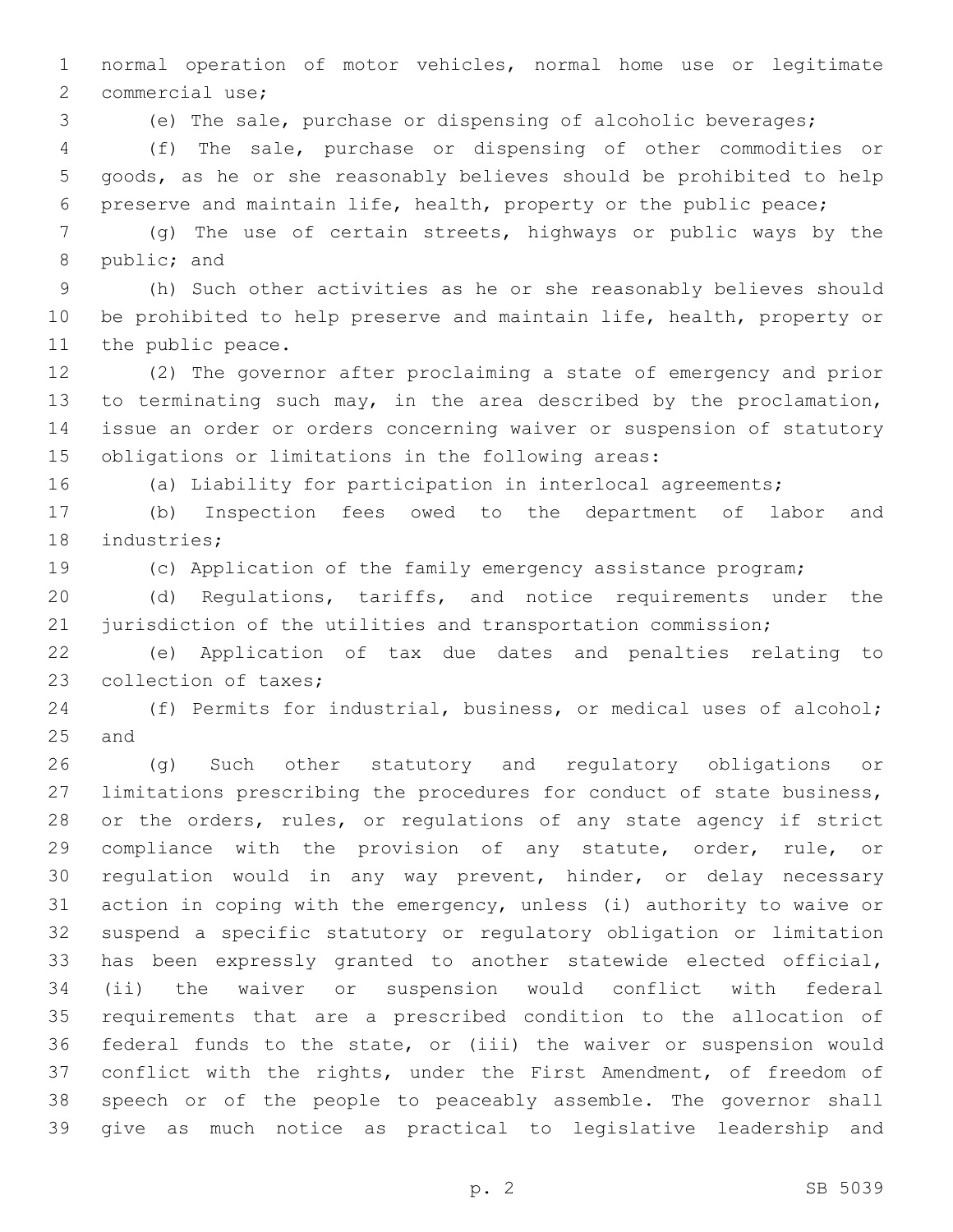normal operation of motor vehicles, normal home use or legitimate commercial use;

(e) The sale, purchase or dispensing of alcoholic beverages;

(f) The sale, purchase or dispensing of other commodities or goods, as he or she reasonably believes should be prohibited to help preserve and maintain life, health, property or the public peace;

(g) The use of certain streets, highways or public ways by the public; and

(h) Such other activities as he or she reasonably believes should be prohibited to help preserve and maintain life, health, property or the public peace.

(2) The governor after proclaiming a state of emergency and prior to terminating such may, in the area described by the proclamation, issue an order or orders concerning waiver or suspension of statutory obligations or limitations in the following areas:

(a) Liability for participation in interlocal agreements;

(b) Inspection fees owed to the department of labor and industries;

(c) Application of the family emergency assistance program;

(d) Regulations, tariffs, and notice requirements under the jurisdiction of the utilities and transportation commission;

(e) Application of tax due dates and penalties relating to collection of taxes;

(f) Permits for industrial, business, or medical uses of alcohol; and

(g) Such other statutory and regulatory obligations or limitations prescribing the procedures for conduct of state business, or the orders, rules, or regulations of any state agency if strict compliance with the provision of any statute, order, rule, or regulation would in any way prevent, hinder, or delay necessary action in coping with the emergency, unless (i) authority to waive or suspend a specific statutory or regulatory obligation or limitation has been expressly granted to another statewide elected official, (ii) the waiver or suspension would conflict with federal requirements that are a prescribed condition to the allocation of federal funds to the state, or (iii) the waiver or suspension would conflict with the rights, under the First Amendment, of freedom of speech or of the people to peaceably assemble. The governor shall give as much notice as practical to legislative leadership and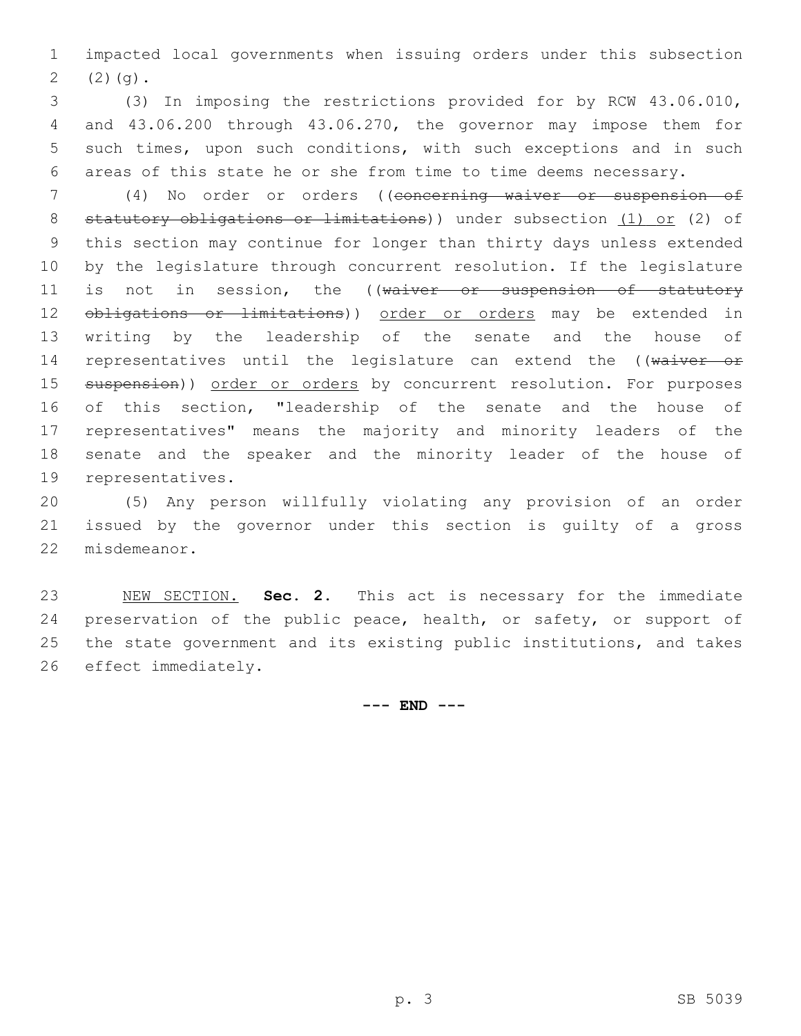impacted local governments when issuing orders under this subsection (2)(g).

(3) In imposing the restrictions provided for by RCW 43.06.010, and 43.06.200 through 43.06.270, the governor may impose them for such times, upon such conditions, with such exceptions and in such areas of this state he or she from time to time deems necessary.

(4) No order or orders ((~~concerning waiver or suspension of statutory obligations or limitations~~)) under subsection <u>(1) or</u> (2) of this section may continue for longer than thirty days unless extended by the legislature through concurrent resolution. If the legislature is not in session, the ((~~waiver or suspension of statutory obligations or limitations~~)) <u>order or orders</u> may be extended in writing by the leadership of the senate and the house of representatives until the legislature can extend the ((~~waiver or suspension~~)) <u>order or orders</u> by concurrent resolution. For purposes of this section, "leadership of the senate and the house of representatives" means the majority and minority leaders of the senate and the speaker and the minority leader of the house of representatives.

(5) Any person willfully violating any provision of an order issued by the governor under this section is guilty of a gross misdemeanor.

<u>NEW SECTION.</u> **Sec. 2.** This act is necessary for the immediate preservation of the public peace, health, or safety, or support of the state government and its existing public institutions, and takes effect immediately.

**--- END ---**